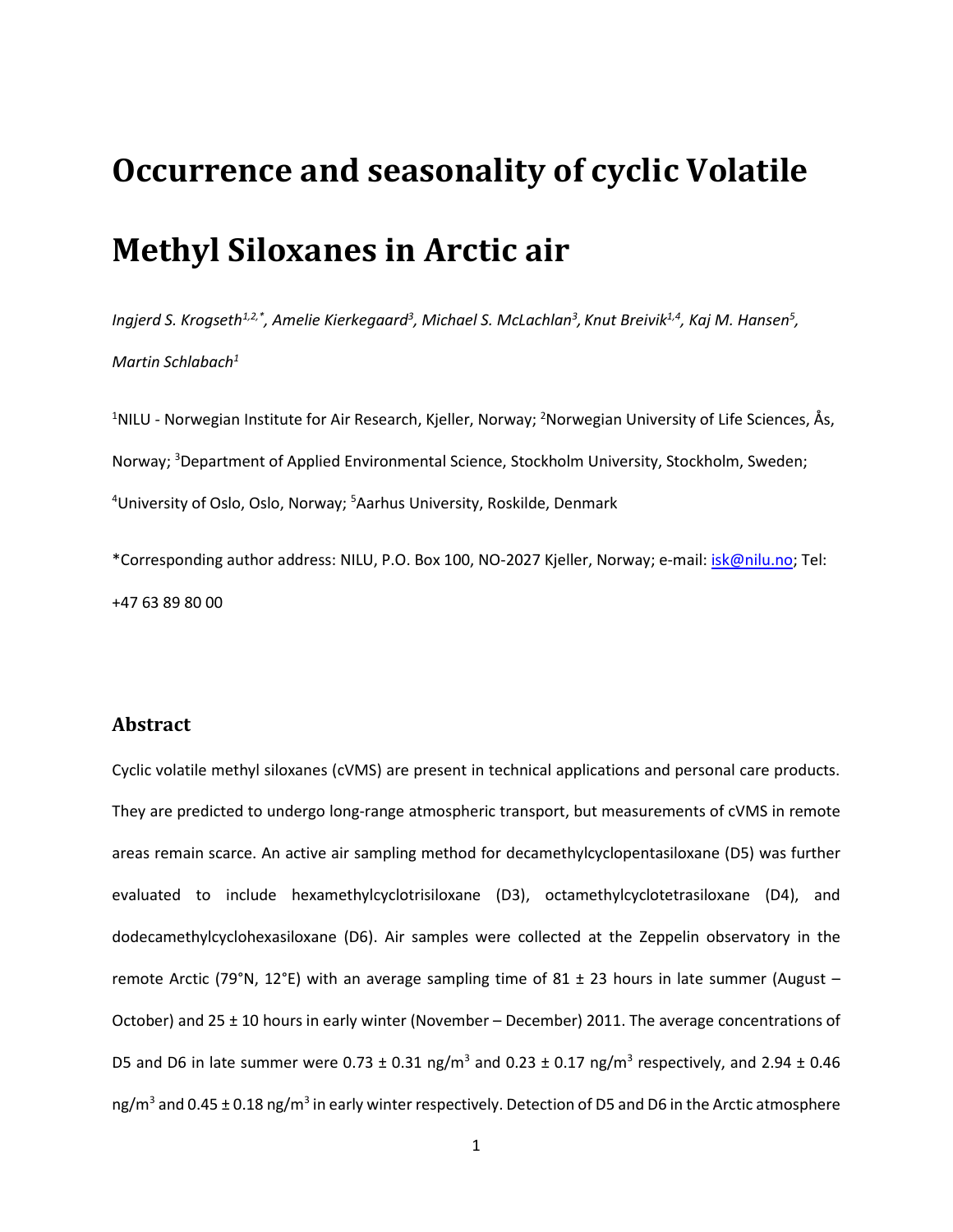# Occurrence and seasonality of cyclic Volatile Methyl Siloxanes in Arctic air

*Ingjerd S. Krogseth[1,2,*], Amelie Kierkegaard[3], Michael S. McLachlan[3], Knut Breivik[1,4], Kaj M. Hansen[5], Martin Schlabach[1]*

[1]NILU - Norwegian Institute for Air Research, Kjeller, Norway; [2]Norwegian University of Life Sciences, Ås, Norway; [3]Department of Applied Environmental Science, Stockholm University, Stockholm, Sweden; [4]University of Oslo, Oslo, Norway; [5]Aarhus University, Roskilde, Denmark

*Corresponding author address: NILU, P.O. Box 100, NO-2027 Kjeller, Norway; e-mail: isk@nilu.no; Tel: +47 63 89 80 00

## Abstract

Cyclic volatile methyl siloxanes (cVMS) are present in technical applications and personal care products. They are predicted to undergo long-range atmospheric transport, but measurements of cVMS in remote areas remain scarce. An active air sampling method for decamethylcyclopentasiloxane (D5) was further evaluated to include hexamethylcyclotrisiloxane (D3), octamethylcyclotetrasiloxane (D4), and dodecamethylcyclohexasiloxane (D6). Air samples were collected at the Zeppelin observatory in the remote Arctic (79°N, 12°E) with an average sampling time of 81 ± 23 hours in late summer (August – October) and 25 ± 10 hours in early winter (November – December) 2011. The average concentrations of D5 and D6 in late summer were 0.73 ± 0.31 ng/m$^3$ and 0.23 ± 0.17 ng/m$^3$ respectively, and 2.94 ± 0.46 ng/m$^3$ and 0.45 ± 0.18 ng/m$^3$ in early winter respectively. Detection of D5 and D6 in the Arctic atmosphere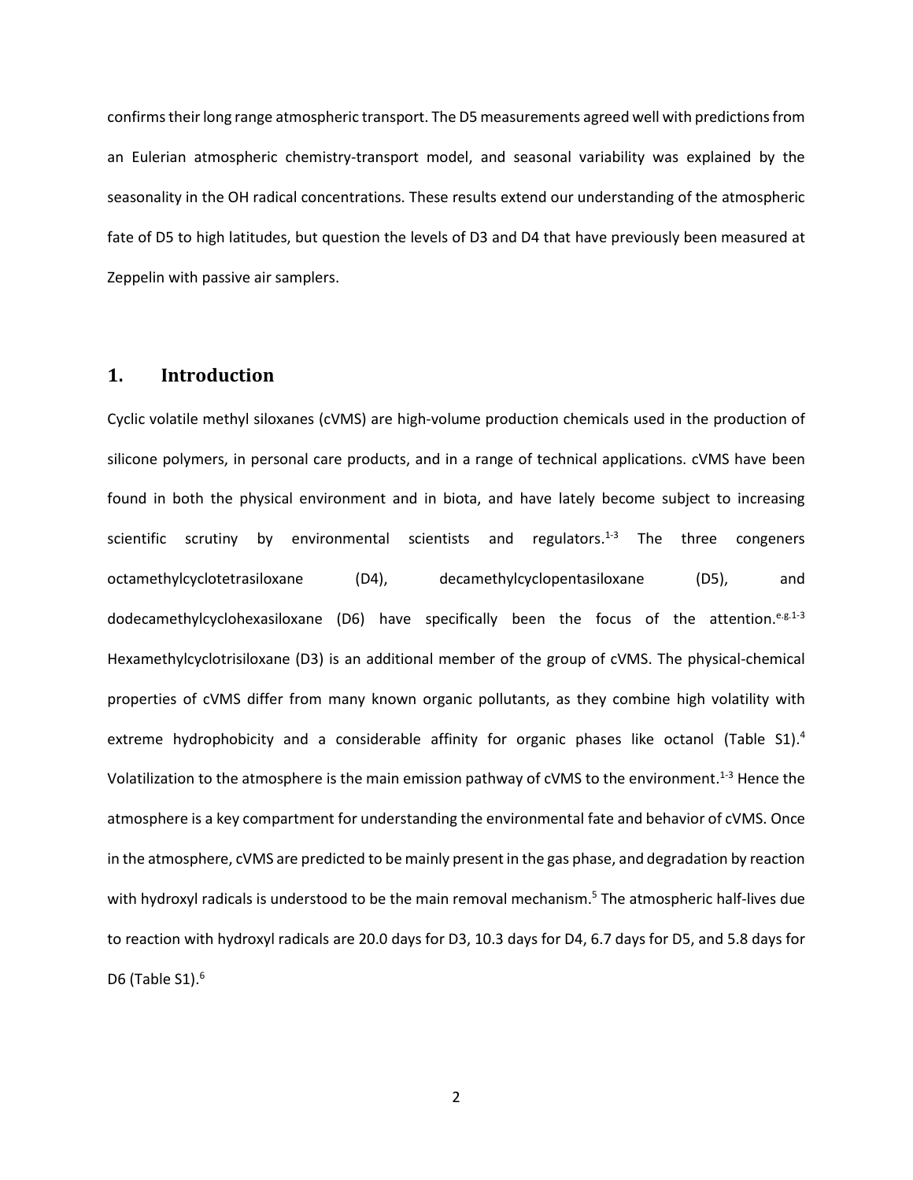confirms their long range atmospheric transport. The D5 measurements agreed well with predictions from an Eulerian atmospheric chemistry-transport model, and seasonal variability was explained by the seasonality in the OH radical concentrations. These results extend our understanding of the atmospheric fate of D5 to high latitudes, but question the levels of D3 and D4 that have previously been measured at Zeppelin with passive air samplers.

## 1. Introduction

Cyclic volatile methyl siloxanes (cVMS) are high-volume production chemicals used in the production of silicone polymers, in personal care products, and in a range of technical applications. cVMS have been found in both the physical environment and in biota, and have lately become subject to increasing scientific scrutiny by environmental scientists and regulators.[1-3] The three congeners octamethylcyclotetrasiloxane (D4), decamethylcyclopentasiloxane (D5), and dodecamethylcyclohexasiloxane (D6) have specifically been the focus of the attention.[e.g.1-3] Hexamethylcyclotrisiloxane (D3) is an additional member of the group of cVMS. The physical-chemical properties of cVMS differ from many known organic pollutants, as they combine high volatility with extreme hydrophobicity and a considerable affinity for organic phases like octanol (Table S1).[4] Volatilization to the atmosphere is the main emission pathway of cVMS to the environment.[1-3] Hence the atmosphere is a key compartment for understanding the environmental fate and behavior of cVMS. Once in the atmosphere, cVMS are predicted to be mainly present in the gas phase, and degradation by reaction with hydroxyl radicals is understood to be the main removal mechanism.[5] The atmospheric half-lives due to reaction with hydroxyl radicals are 20.0 days for D3, 10.3 days for D4, 6.7 days for D5, and 5.8 days for D6 (Table S1).[6]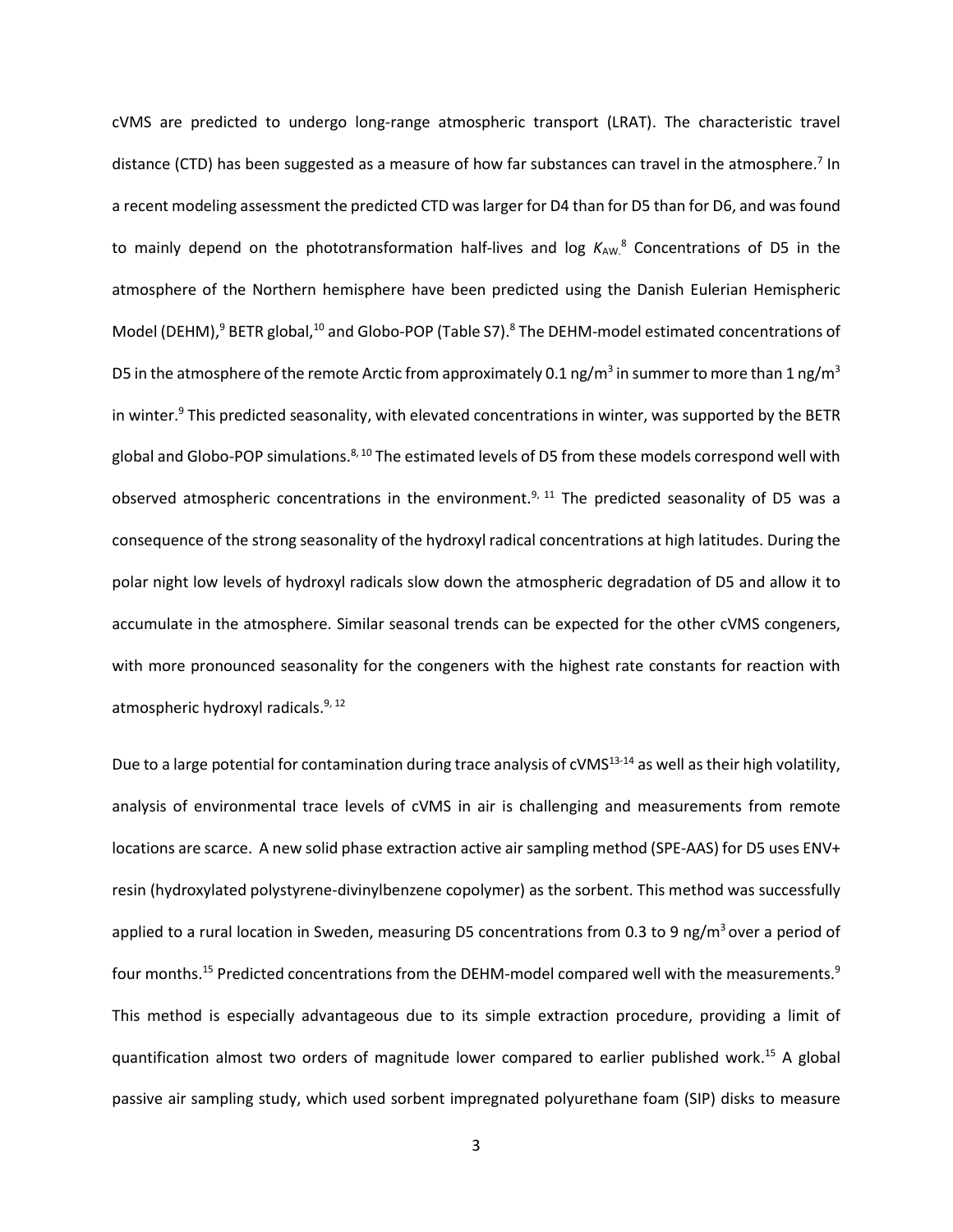cVMS are predicted to undergo long-range atmospheric transport (LRAT). The characteristic travel distance (CTD) has been suggested as a measure of how far substances can travel in the atmosphere.[7] In a recent modeling assessment the predicted CTD was larger for D4 than for D5 than for D6, and was found to mainly depend on the phototransformation half-lives and log $K_{AW}$.[8] Concentrations of D5 in the atmosphere of the Northern hemisphere have been predicted using the Danish Eulerian Hemispheric Model (DEHM),[9] BETR global,[10] and Globo-POP (Table S7).[8] The DEHM-model estimated concentrations of D5 in the atmosphere of the remote Arctic from approximately 0.1 ng/m$^3$ in summer to more than 1 ng/m$^3$ in winter.[9] This predicted seasonality, with elevated concentrations in winter, was supported by the BETR global and Globo-POP simulations.[8, 10] The estimated levels of D5 from these models correspond well with observed atmospheric concentrations in the environment.[9, 11] The predicted seasonality of D5 was a consequence of the strong seasonality of the hydroxyl radical concentrations at high latitudes. During the polar night low levels of hydroxyl radicals slow down the atmospheric degradation of D5 and allow it to accumulate in the atmosphere. Similar seasonal trends can be expected for the other cVMS congeners, with more pronounced seasonality for the congeners with the highest rate constants for reaction with atmospheric hydroxyl radicals.[9, 12]

Due to a large potential for contamination during trace analysis of cVMS[13-14] as well as their high volatility, analysis of environmental trace levels of cVMS in air is challenging and measurements from remote locations are scarce. A new solid phase extraction active air sampling method (SPE-AAS) for D5 uses ENV+ resin (hydroxylated polystyrene-divinylbenzene copolymer) as the sorbent. This method was successfully applied to a rural location in Sweden, measuring D5 concentrations from 0.3 to 9 ng/m$^3$ over a period of four months.[15] Predicted concentrations from the DEHM-model compared well with the measurements.[9] This method is especially advantageous due to its simple extraction procedure, providing a limit of quantification almost two orders of magnitude lower compared to earlier published work.[15] A global passive air sampling study, which used sorbent impregnated polyurethane foam (SIP) disks to measure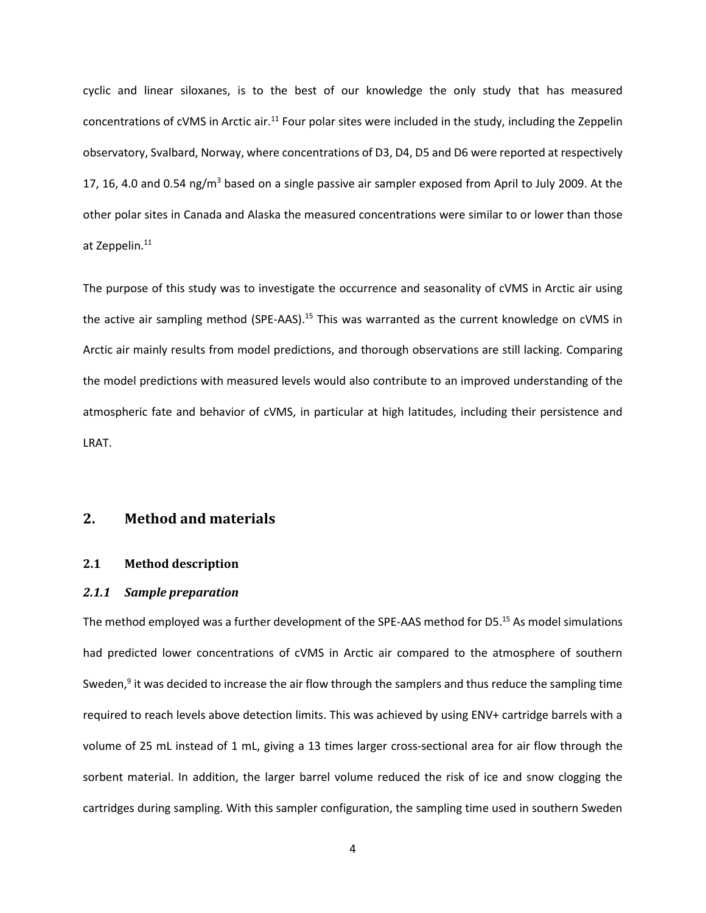cyclic and linear siloxanes, is to the best of our knowledge the only study that has measured concentrations of cVMS in Arctic air.[11] Four polar sites were included in the study, including the Zeppelin observatory, Svalbard, Norway, where concentrations of D3, D4, D5 and D6 were reported at respectively 17, 16, 4.0 and 0.54 ng/m$^3$ based on a single passive air sampler exposed from April to July 2009. At the other polar sites in Canada and Alaska the measured concentrations were similar to or lower than those at Zeppelin.[11]

The purpose of this study was to investigate the occurrence and seasonality of cVMS in Arctic air using the active air sampling method (SPE-AAS).[15] This was warranted as the current knowledge on cVMS in Arctic air mainly results from model predictions, and thorough observations are still lacking. Comparing the model predictions with measured levels would also contribute to an improved understanding of the atmospheric fate and behavior of cVMS, in particular at high latitudes, including their persistence and LRAT.

## 2. Method and materials

### 2.1 Method description

#### *2.1.1 Sample preparation*

The method employed was a further development of the SPE-AAS method for D5.[15] As model simulations had predicted lower concentrations of cVMS in Arctic air compared to the atmosphere of southern Sweden,[9] it was decided to increase the air flow through the samplers and thus reduce the sampling time required to reach levels above detection limits. This was achieved by using ENV+ cartridge barrels with a volume of 25 mL instead of 1 mL, giving a 13 times larger cross-sectional area for air flow through the sorbent material. In addition, the larger barrel volume reduced the risk of ice and snow clogging the cartridges during sampling. With this sampler configuration, the sampling time used in southern Sweden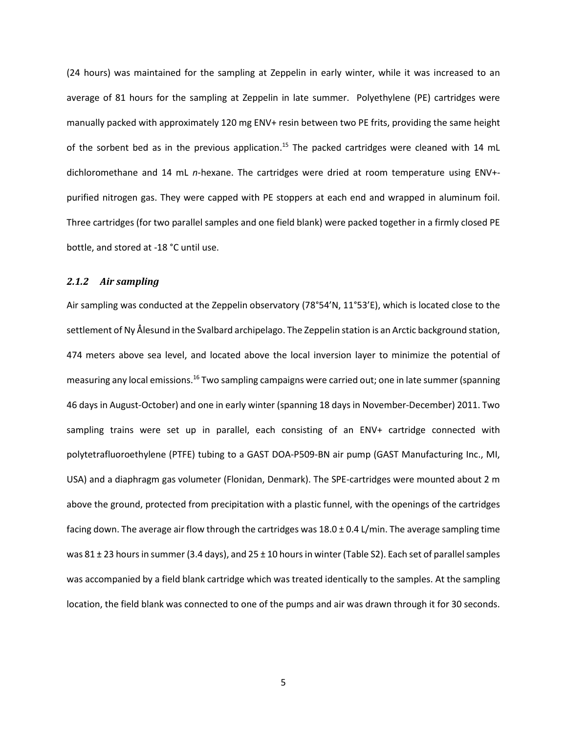(24 hours) was maintained for the sampling at Zeppelin in early winter, while it was increased to an average of 81 hours for the sampling at Zeppelin in late summer. Polyethylene (PE) cartridges were manually packed with approximately 120 mg ENV+ resin between two PE frits, providing the same height of the sorbent bed as in the previous application.[15] The packed cartridges were cleaned with 14 mL dichloromethane and 14 mL *n*-hexane. The cartridges were dried at room temperature using ENV+-purified nitrogen gas. They were capped with PE stoppers at each end and wrapped in aluminum foil. Three cartridges (for two parallel samples and one field blank) were packed together in a firmly closed PE bottle, and stored at -18 °C until use.

### *2.1.2 Air sampling*

Air sampling was conducted at the Zeppelin observatory (78°54'N, 11°53'E), which is located close to the settlement of Ny Ålesund in the Svalbard archipelago. The Zeppelin station is an Arctic background station, 474 meters above sea level, and located above the local inversion layer to minimize the potential of measuring any local emissions.[16] Two sampling campaigns were carried out; one in late summer (spanning 46 days in August-October) and one in early winter (spanning 18 days in November-December) 2011. Two sampling trains were set up in parallel, each consisting of an ENV+ cartridge connected with polytetrafluoroethylene (PTFE) tubing to a GAST DOA-P509-BN air pump (GAST Manufacturing Inc., MI, USA) and a diaphragm gas volumeter (Flonidan, Denmark). The SPE-cartridges were mounted about 2 m above the ground, protected from precipitation with a plastic funnel, with the openings of the cartridges facing down. The average air flow through the cartridges was 18.0 ± 0.4 L/min. The average sampling time was 81 ± 23 hours in summer (3.4 days), and 25 ± 10 hours in winter (Table S2). Each set of parallel samples was accompanied by a field blank cartridge which was treated identically to the samples. At the sampling location, the field blank was connected to one of the pumps and air was drawn through it for 30 seconds.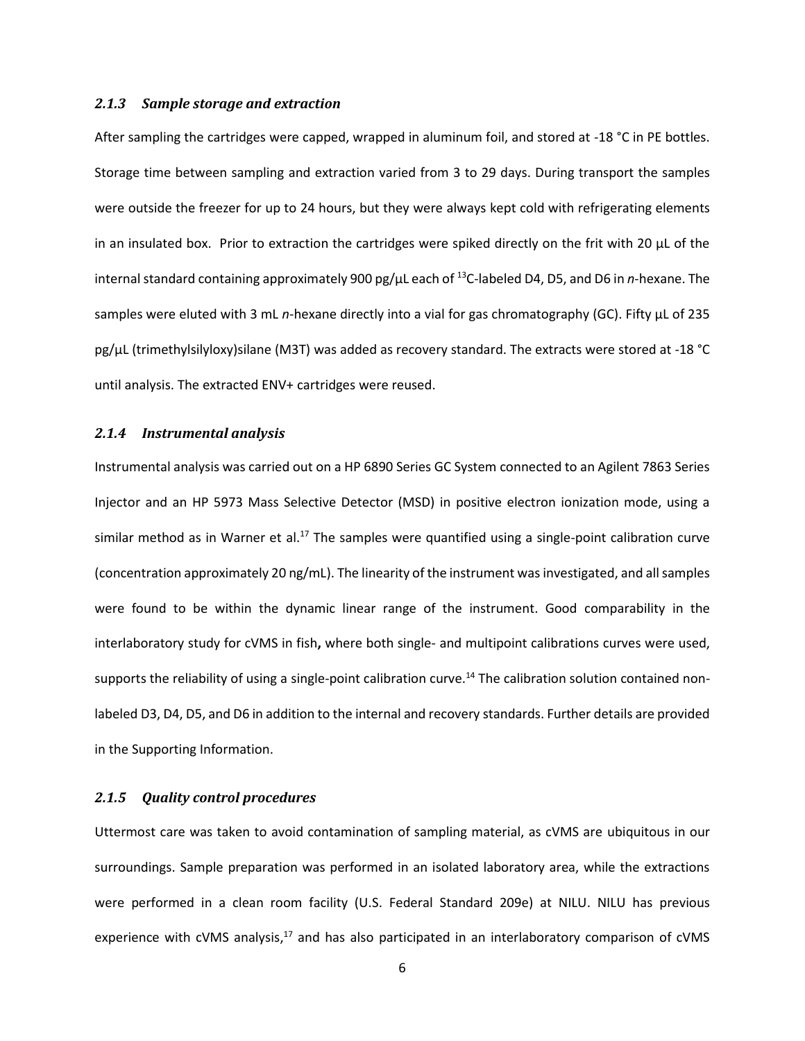### *2.1.3 Sample storage and extraction*

After sampling the cartridges were capped, wrapped in aluminum foil, and stored at -18 °C in PE bottles. Storage time between sampling and extraction varied from 3 to 29 days. During transport the samples were outside the freezer for up to 24 hours, but they were always kept cold with refrigerating elements in an insulated box. Prior to extraction the cartridges were spiked directly on the frit with 20 µL of the internal standard containing approximately 900 pg/µL each of $^{13}$C-labeled D4, D5, and D6 in *n*-hexane. The samples were eluted with 3 mL *n*-hexane directly into a vial for gas chromatography (GC). Fifty µL of 235 pg/µL (trimethylsilyloxy)silane (M3T) was added as recovery standard. The extracts were stored at -18 °C until analysis. The extracted ENV+ cartridges were reused.

### *2.1.4 Instrumental analysis*

Instrumental analysis was carried out on a HP 6890 Series GC System connected to an Agilent 7863 Series Injector and an HP 5973 Mass Selective Detector (MSD) in positive electron ionization mode, using a similar method as in Warner et al.[17] The samples were quantified using a single-point calibration curve (concentration approximately 20 ng/mL). The linearity of the instrument was investigated, and all samples were found to be within the dynamic linear range of the instrument. Good comparability in the interlaboratory study for cVMS in fish**,** where both single- and multipoint calibrations curves were used, supports the reliability of using a single-point calibration curve.[14] The calibration solution contained non-labeled D3, D4, D5, and D6 in addition to the internal and recovery standards. Further details are provided in the Supporting Information.

### *2.1.5 Quality control procedures*

Uttermost care was taken to avoid contamination of sampling material, as cVMS are ubiquitous in our surroundings. Sample preparation was performed in an isolated laboratory area, while the extractions were performed in a clean room facility (U.S. Federal Standard 209e) at NILU. NILU has previous experience with cVMS analysis,[17] and has also participated in an interlaboratory comparison of cVMS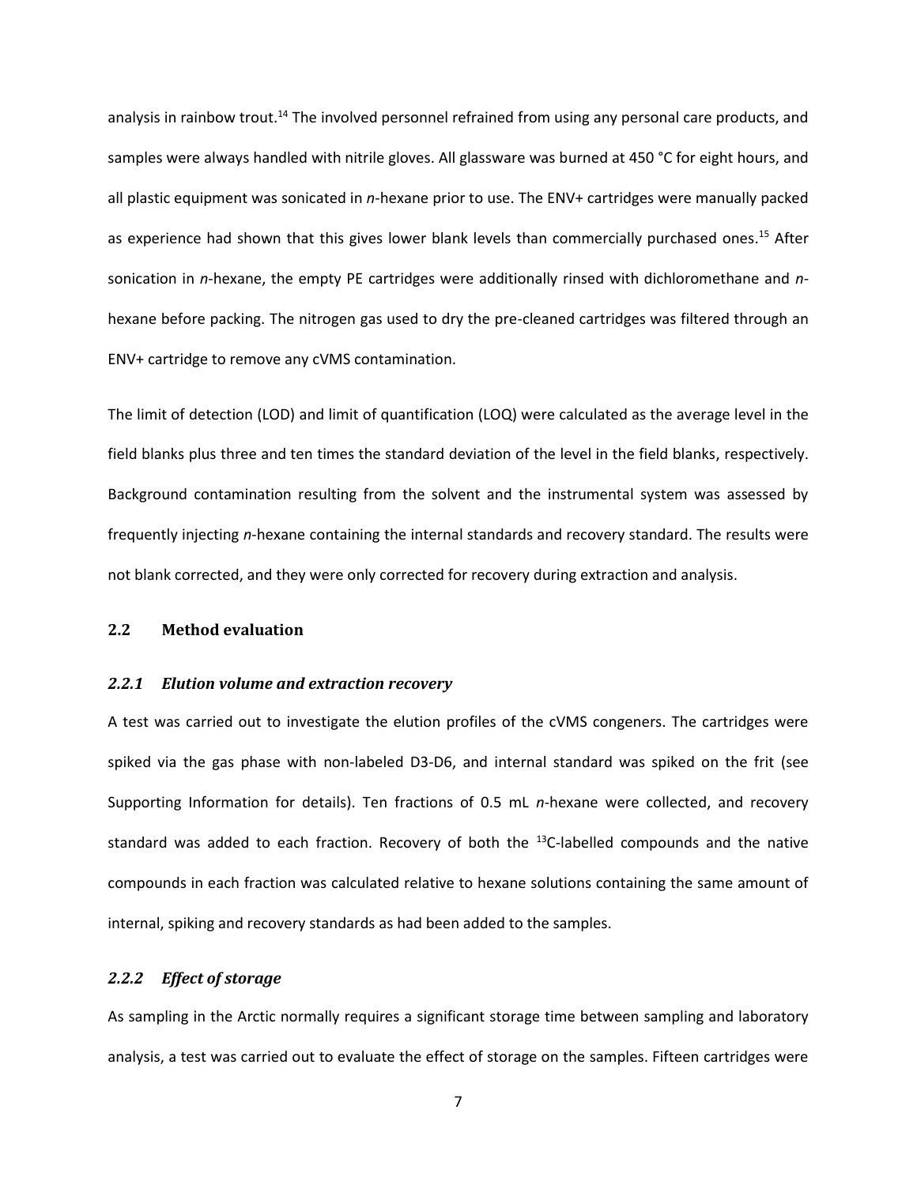analysis in rainbow trout.[14] The involved personnel refrained from using any personal care products, and samples were always handled with nitrile gloves. All glassware was burned at 450 °C for eight hours, and all plastic equipment was sonicated in *n*-hexane prior to use. The ENV+ cartridges were manually packed as experience had shown that this gives lower blank levels than commercially purchased ones.[15] After sonication in *n*-hexane, the empty PE cartridges were additionally rinsed with dichloromethane and *n*-hexane before packing. The nitrogen gas used to dry the pre-cleaned cartridges was filtered through an ENV+ cartridge to remove any cVMS contamination.

The limit of detection (LOD) and limit of quantification (LOQ) were calculated as the average level in the field blanks plus three and ten times the standard deviation of the level in the field blanks, respectively. Background contamination resulting from the solvent and the instrumental system was assessed by frequently injecting *n*-hexane containing the internal standards and recovery standard. The results were not blank corrected, and they were only corrected for recovery during extraction and analysis.

## 2.2 Method evaluation

### *2.2.1 Elution volume and extraction recovery*

A test was carried out to investigate the elution profiles of the cVMS congeners. The cartridges were spiked via the gas phase with non-labeled D3-D6, and internal standard was spiked on the frit (see Supporting Information for details). Ten fractions of 0.5 mL *n*-hexane were collected, and recovery standard was added to each fraction. Recovery of both the $^{13}$C-labelled compounds and the native compounds in each fraction was calculated relative to hexane solutions containing the same amount of internal, spiking and recovery standards as had been added to the samples.

### *2.2.2 Effect of storage*

As sampling in the Arctic normally requires a significant storage time between sampling and laboratory analysis, a test was carried out to evaluate the effect of storage on the samples. Fifteen cartridges were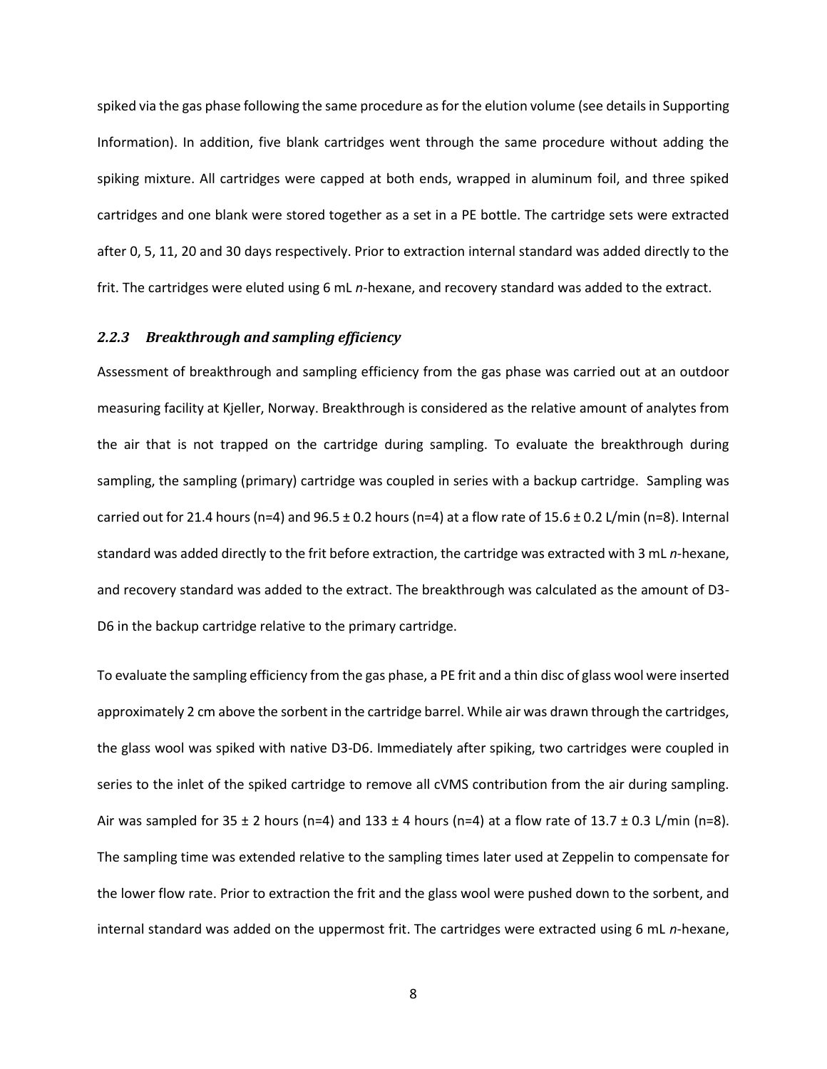spiked via the gas phase following the same procedure as for the elution volume (see details in Supporting Information). In addition, five blank cartridges went through the same procedure without adding the spiking mixture. All cartridges were capped at both ends, wrapped in aluminum foil, and three spiked cartridges and one blank were stored together as a set in a PE bottle. The cartridge sets were extracted after 0, 5, 11, 20 and 30 days respectively. Prior to extraction internal standard was added directly to the frit. The cartridges were eluted using 6 mL *n*-hexane, and recovery standard was added to the extract.

### *2.2.3 Breakthrough and sampling efficiency*

Assessment of breakthrough and sampling efficiency from the gas phase was carried out at an outdoor measuring facility at Kjeller, Norway. Breakthrough is considered as the relative amount of analytes from the air that is not trapped on the cartridge during sampling. To evaluate the breakthrough during sampling, the sampling (primary) cartridge was coupled in series with a backup cartridge. Sampling was carried out for 21.4 hours (n=4) and 96.5 ± 0.2 hours (n=4) at a flow rate of 15.6 ± 0.2 L/min (n=8). Internal standard was added directly to the frit before extraction, the cartridge was extracted with 3 mL *n*-hexane, and recovery standard was added to the extract. The breakthrough was calculated as the amount of D3-D6 in the backup cartridge relative to the primary cartridge.

To evaluate the sampling efficiency from the gas phase, a PE frit and a thin disc of glass wool were inserted approximately 2 cm above the sorbent in the cartridge barrel. While air was drawn through the cartridges, the glass wool was spiked with native D3-D6. Immediately after spiking, two cartridges were coupled in series to the inlet of the spiked cartridge to remove all cVMS contribution from the air during sampling. Air was sampled for 35 ± 2 hours (n=4) and 133 ± 4 hours (n=4) at a flow rate of 13.7 ± 0.3 L/min (n=8). The sampling time was extended relative to the sampling times later used at Zeppelin to compensate for the lower flow rate. Prior to extraction the frit and the glass wool were pushed down to the sorbent, and internal standard was added on the uppermost frit. The cartridges were extracted using 6 mL *n*-hexane,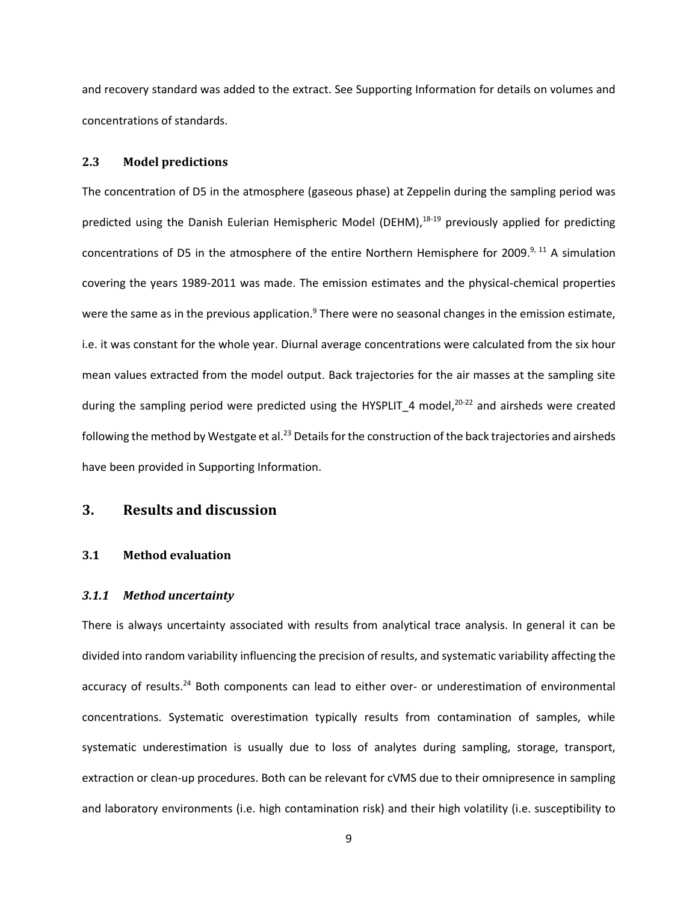and recovery standard was added to the extract. See Supporting Information for details on volumes and concentrations of standards.

### 2.3 Model predictions

The concentration of D5 in the atmosphere (gaseous phase) at Zeppelin during the sampling period was predicted using the Danish Eulerian Hemispheric Model (DEHM),[18-19] previously applied for predicting concentrations of D5 in the atmosphere of the entire Northern Hemisphere for 2009.[9, 11] A simulation covering the years 1989-2011 was made. The emission estimates and the physical-chemical properties were the same as in the previous application.[9] There were no seasonal changes in the emission estimate, i.e. it was constant for the whole year. Diurnal average concentrations were calculated from the six hour mean values extracted from the model output. Back trajectories for the air masses at the sampling site during the sampling period were predicted using the HYSPLIT_4 model,[20-22] and airsheds were created following the method by Westgate et al.[23] Details for the construction of the back trajectories and airsheds have been provided in Supporting Information.

## 3. Results and discussion

### 3.1 Method evaluation

#### *3.1.1 Method uncertainty*

There is always uncertainty associated with results from analytical trace analysis. In general it can be divided into random variability influencing the precision of results, and systematic variability affecting the accuracy of results.[24] Both components can lead to either over- or underestimation of environmental concentrations. Systematic overestimation typically results from contamination of samples, while systematic underestimation is usually due to loss of analytes during sampling, storage, transport, extraction or clean-up procedures. Both can be relevant for cVMS due to their omnipresence in sampling and laboratory environments (i.e. high contamination risk) and their high volatility (i.e. susceptibility to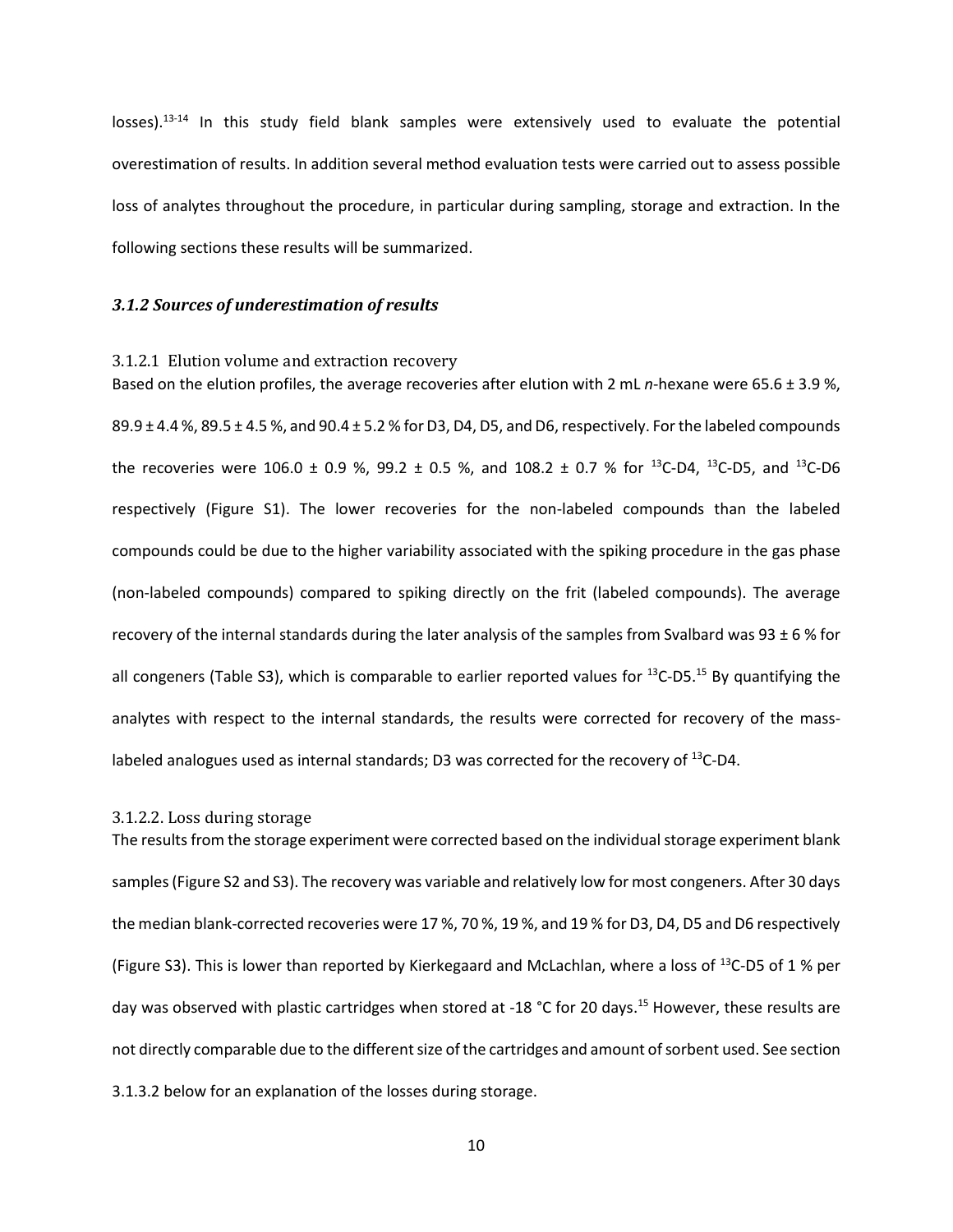losses).[13-14] In this study field blank samples were extensively used to evaluate the potential overestimation of results. In addition several method evaluation tests were carried out to assess possible loss of analytes throughout the procedure, in particular during sampling, storage and extraction. In the following sections these results will be summarized.

### *3.1.2 Sources of underestimation of results*

#### 3.1.2.1 Elution volume and extraction recovery

Based on the elution profiles, the average recoveries after elution with 2 mL *n*-hexane were 65.6 ± 3.9 %, 89.9 ± 4.4 %, 89.5 ± 4.5 %, and 90.4 ± 5.2 % for D3, D4, D5, and D6, respectively. For the labeled compounds the recoveries were 106.0 ± 0.9 %, 99.2 ± 0.5 %, and 108.2 ± 0.7 % for $^{13}$C-D4, $^{13}$C-D5, and $^{13}$C-D6 respectively (Figure S1). The lower recoveries for the non-labeled compounds than the labeled compounds could be due to the higher variability associated with the spiking procedure in the gas phase (non-labeled compounds) compared to spiking directly on the frit (labeled compounds). The average recovery of the internal standards during the later analysis of the samples from Svalbard was 93 ± 6 % for all congeners (Table S3), which is comparable to earlier reported values for $^{13}$C-D5.[15] By quantifying the analytes with respect to the internal standards, the results were corrected for recovery of the mass-labeled analogues used as internal standards; D3 was corrected for the recovery of $^{13}$C-D4.

#### 3.1.2.2. Loss during storage

The results from the storage experiment were corrected based on the individual storage experiment blank samples (Figure S2 and S3). The recovery was variable and relatively low for most congeners. After 30 days the median blank-corrected recoveries were 17 %, 70 %, 19 %, and 19 % for D3, D4, D5 and D6 respectively (Figure S3). This is lower than reported by Kierkegaard and McLachlan, where a loss of $^{13}$C-D5 of 1 % per day was observed with plastic cartridges when stored at -18 °C for 20 days.[15] However, these results are not directly comparable due to the different size of the cartridges and amount of sorbent used. See section 3.1.3.2 below for an explanation of the losses during storage.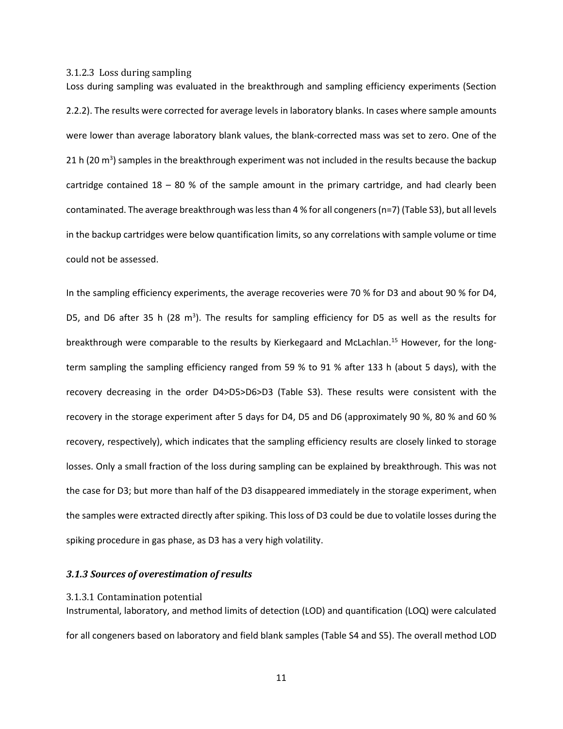#### 3.1.2.3 Loss during sampling

Loss during sampling was evaluated in the breakthrough and sampling efficiency experiments (Section 2.2.2). The results were corrected for average levels in laboratory blanks. In cases where sample amounts were lower than average laboratory blank values, the blank-corrected mass was set to zero. One of the 21 h (20 $m^3$) samples in the breakthrough experiment was not included in the results because the backup cartridge contained 18 – 80 % of the sample amount in the primary cartridge, and had clearly been contaminated. The average breakthrough was less than 4 % for all congeners (n=7) (Table S3), but all levels in the backup cartridges were below quantification limits, so any correlations with sample volume or time could not be assessed.

In the sampling efficiency experiments, the average recoveries were 70 % for D3 and about 90 % for D4, D5, and D6 after 35 h (28 $m^3$). The results for sampling efficiency for D5 as well as the results for breakthrough were comparable to the results by Kierkegaard and McLachlan.[15] However, for the long-term sampling the sampling efficiency ranged from 59 % to 91 % after 133 h (about 5 days), with the recovery decreasing in the order D4>D5>D6>D3 (Table S3). These results were consistent with the recovery in the storage experiment after 5 days for D4, D5 and D6 (approximately 90 %, 80 % and 60 % recovery, respectively), which indicates that the sampling efficiency results are closely linked to storage losses. Only a small fraction of the loss during sampling can be explained by breakthrough. This was not the case for D3; but more than half of the D3 disappeared immediately in the storage experiment, when the samples were extracted directly after spiking. This loss of D3 could be due to volatile losses during the spiking procedure in gas phase, as D3 has a very high volatility.

### *3.1.3 Sources of overestimation of results*

#### 3.1.3.1 Contamination potential

Instrumental, laboratory, and method limits of detection (LOD) and quantification (LOQ) were calculated for all congeners based on laboratory and field blank samples (Table S4 and S5). The overall method LOD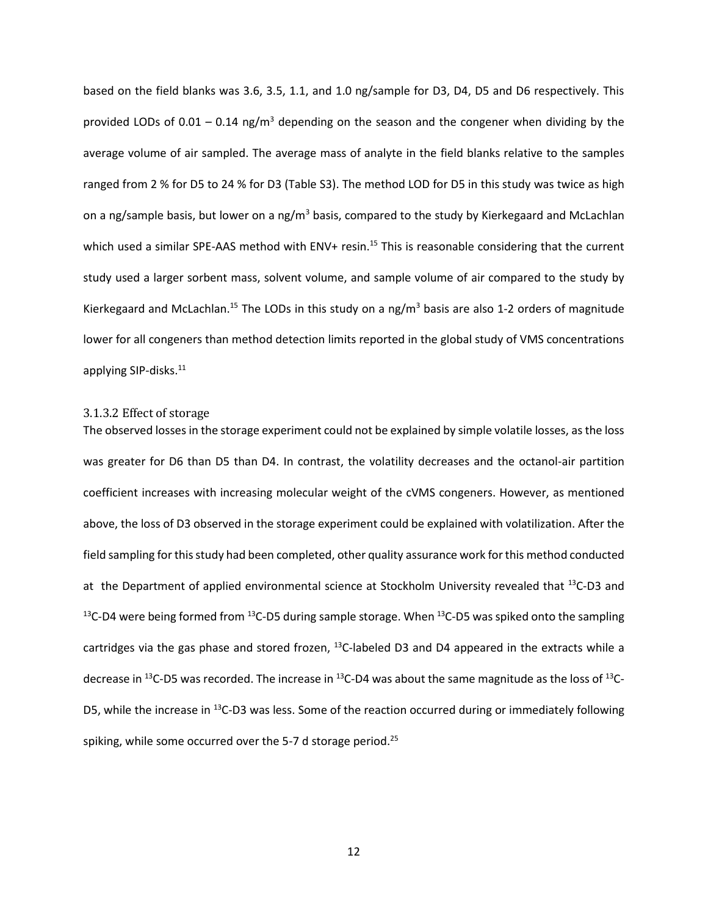based on the field blanks was 3.6, 3.5, 1.1, and 1.0 ng/sample for D3, D4, D5 and D6 respectively. This provided LODs of 0.01 – 0.14 ng/m$^3$ depending on the season and the congener when dividing by the average volume of air sampled. The average mass of analyte in the field blanks relative to the samples ranged from 2 % for D5 to 24 % for D3 (Table S3). The method LOD for D5 in this study was twice as high on a ng/sample basis, but lower on a ng/m$^3$ basis, compared to the study by Kierkegaard and McLachlan which used a similar SPE-AAS method with ENV+ resin.[15] This is reasonable considering that the current study used a larger sorbent mass, solvent volume, and sample volume of air compared to the study by Kierkegaard and McLachlan.[15] The LODs in this study on a ng/m$^3$ basis are also 1-2 orders of magnitude lower for all congeners than method detection limits reported in the global study of VMS concentrations applying SIP-disks.[11]

#### 3.1.3.2 Effect of storage

The observed losses in the storage experiment could not be explained by simple volatile losses, as the loss was greater for D6 than D5 than D4. In contrast, the volatility decreases and the octanol-air partition coefficient increases with increasing molecular weight of the cVMS congeners. However, as mentioned above, the loss of D3 observed in the storage experiment could be explained with volatilization. After the field sampling for this study had been completed, other quality assurance work for this method conducted at the Department of applied environmental science at Stockholm University revealed that $^{13}$C-D3 and $^{13}$C-D4 were being formed from $^{13}$C-D5 during sample storage. When $^{13}$C-D5 was spiked onto the sampling cartridges via the gas phase and stored frozen, $^{13}$C-labeled D3 and D4 appeared in the extracts while a decrease in $^{13}$C-D5 was recorded. The increase in $^{13}$C-D4 was about the same magnitude as the loss of $^{13}$C-D5, while the increase in $^{13}$C-D3 was less. Some of the reaction occurred during or immediately following spiking, while some occurred over the 5-7 d storage period.[25]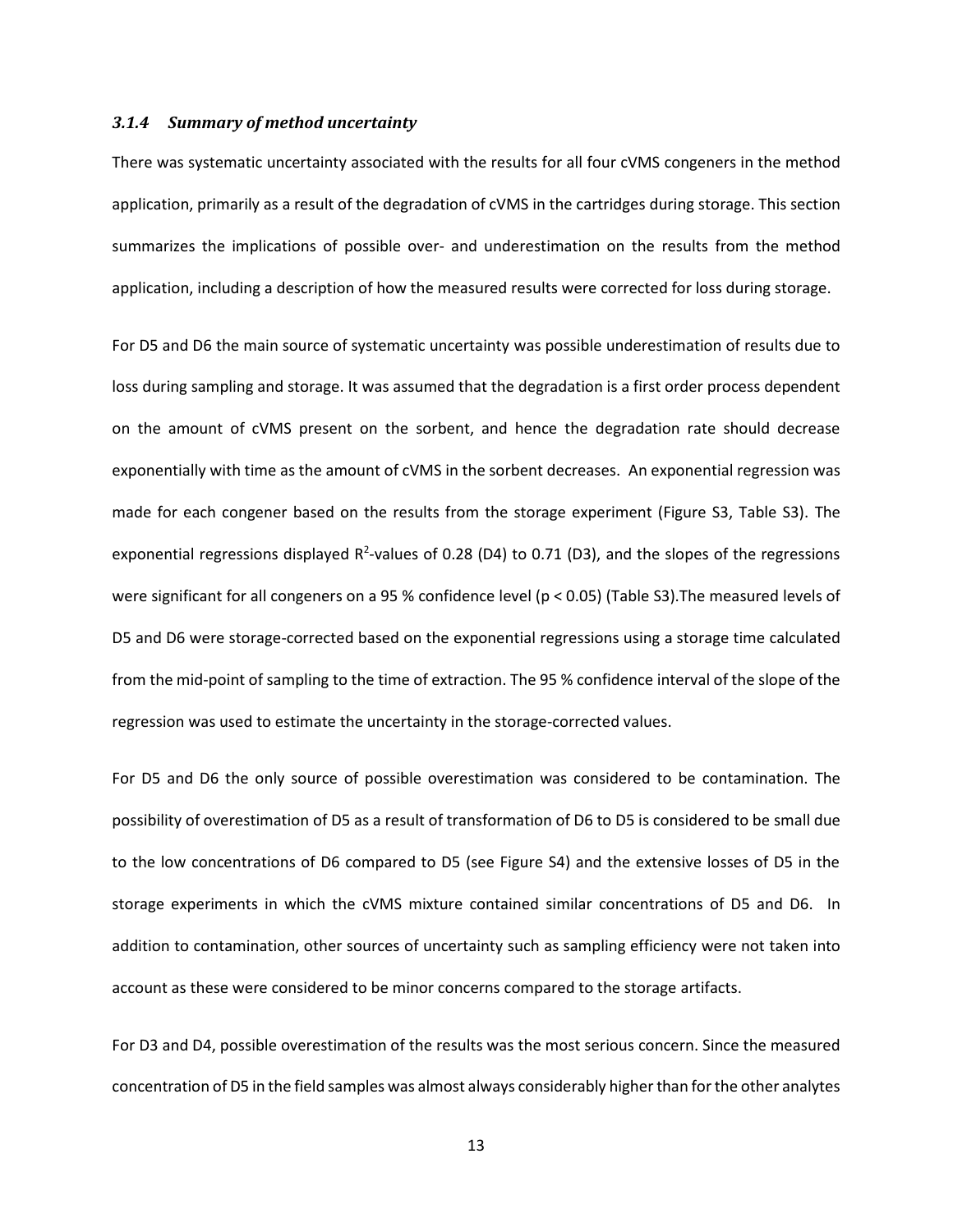### *3.1.4 Summary of method uncertainty*

There was systematic uncertainty associated with the results for all four cVMS congeners in the method application, primarily as a result of the degradation of cVMS in the cartridges during storage. This section summarizes the implications of possible over- and underestimation on the results from the method application, including a description of how the measured results were corrected for loss during storage.

For D5 and D6 the main source of systematic uncertainty was possible underestimation of results due to loss during sampling and storage. It was assumed that the degradation is a first order process dependent on the amount of cVMS present on the sorbent, and hence the degradation rate should decrease exponentially with time as the amount of cVMS in the sorbent decreases. An exponential regression was made for each congener based on the results from the storage experiment (Figure S3, Table S3). The exponential regressions displayed $R^2$-values of 0.28 (D4) to 0.71 (D3), and the slopes of the regressions were significant for all congeners on a 95 % confidence level ($p < 0.05$) (Table S3).The measured levels of D5 and D6 were storage-corrected based on the exponential regressions using a storage time calculated from the mid-point of sampling to the time of extraction. The 95 % confidence interval of the slope of the regression was used to estimate the uncertainty in the storage-corrected values.

For D5 and D6 the only source of possible overestimation was considered to be contamination. The possibility of overestimation of D5 as a result of transformation of D6 to D5 is considered to be small due to the low concentrations of D6 compared to D5 (see Figure S4) and the extensive losses of D5 in the storage experiments in which the cVMS mixture contained similar concentrations of D5 and D6. In addition to contamination, other sources of uncertainty such as sampling efficiency were not taken into account as these were considered to be minor concerns compared to the storage artifacts.

For D3 and D4, possible overestimation of the results was the most serious concern. Since the measured concentration of D5 in the field samples was almost always considerably higher than for the other analytes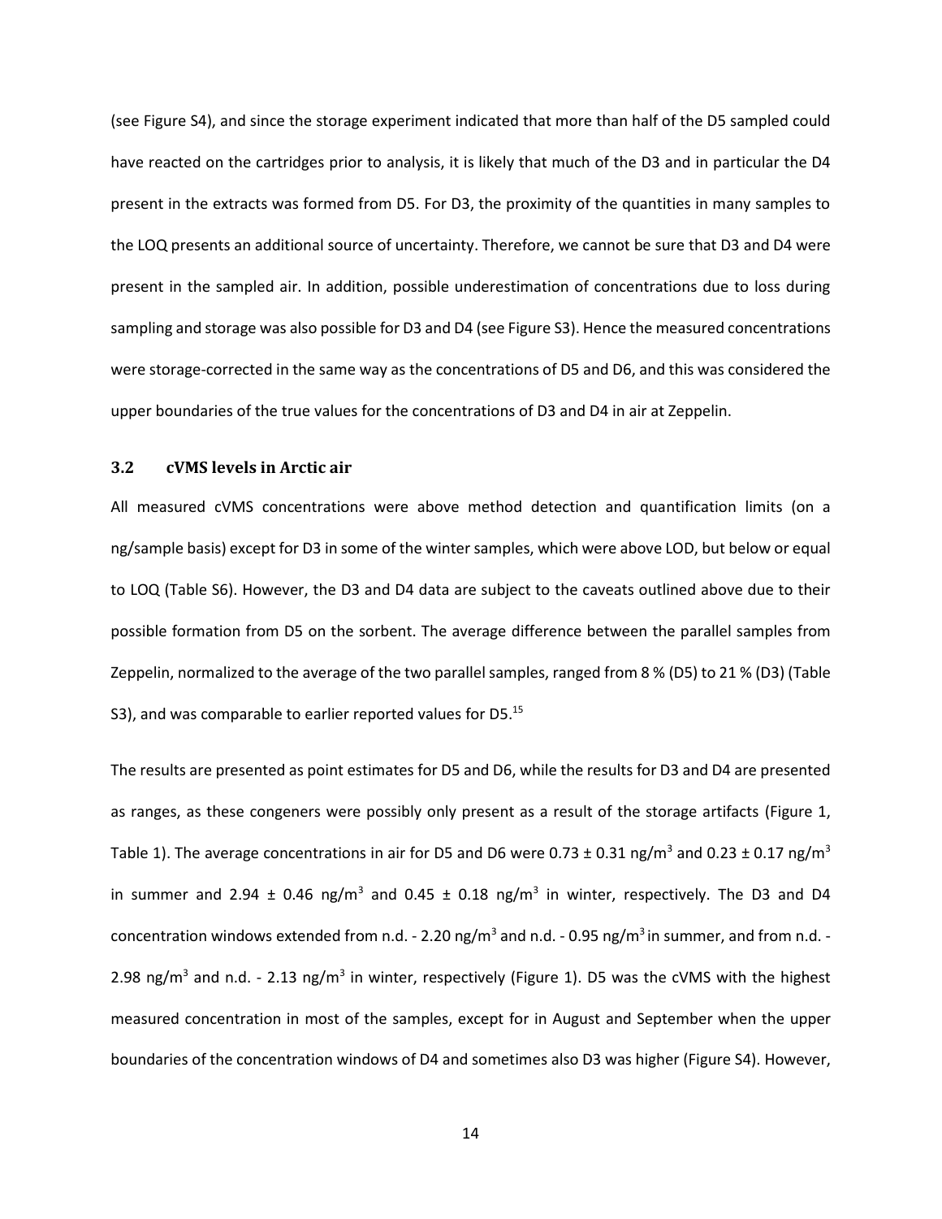(see Figure S4), and since the storage experiment indicated that more than half of the D5 sampled could have reacted on the cartridges prior to analysis, it is likely that much of the D3 and in particular the D4 present in the extracts was formed from D5. For D3, the proximity of the quantities in many samples to the LOQ presents an additional source of uncertainty. Therefore, we cannot be sure that D3 and D4 were present in the sampled air. In addition, possible underestimation of concentrations due to loss during sampling and storage was also possible for D3 and D4 (see Figure S3). Hence the measured concentrations were storage-corrected in the same way as the concentrations of D5 and D6, and this was considered the upper boundaries of the true values for the concentrations of D3 and D4 in air at Zeppelin.

### 3.2 cVMS levels in Arctic air

All measured cVMS concentrations were above method detection and quantification limits (on a ng/sample basis) except for D3 in some of the winter samples, which were above LOD, but below or equal to LOQ (Table S6). However, the D3 and D4 data are subject to the caveats outlined above due to their possible formation from D5 on the sorbent. The average difference between the parallel samples from Zeppelin, normalized to the average of the two parallel samples, ranged from 8 % (D5) to 21 % (D3) (Table S3), and was comparable to earlier reported values for D5.[15]

The results are presented as point estimates for D5 and D6, while the results for D3 and D4 are presented as ranges, as these congeners were possibly only present as a result of the storage artifacts (Figure 1, Table 1). The average concentrations in air for D5 and D6 were 0.73 ± 0.31 ng/m$^3$ and 0.23 ± 0.17 ng/m$^3$ in summer and 2.94 ± 0.46 ng/m$^3$ and 0.45 ± 0.18 ng/m$^3$ in winter, respectively. The D3 and D4 concentration windows extended from n.d. - 2.20 ng/m$^3$ and n.d. - 0.95 ng/m$^3$ in summer, and from n.d. - 2.98 ng/m$^3$ and n.d. - 2.13 ng/m$^3$ in winter, respectively (Figure 1). D5 was the cVMS with the highest measured concentration in most of the samples, except for in August and September when the upper boundaries of the concentration windows of D4 and sometimes also D3 was higher (Figure S4). However,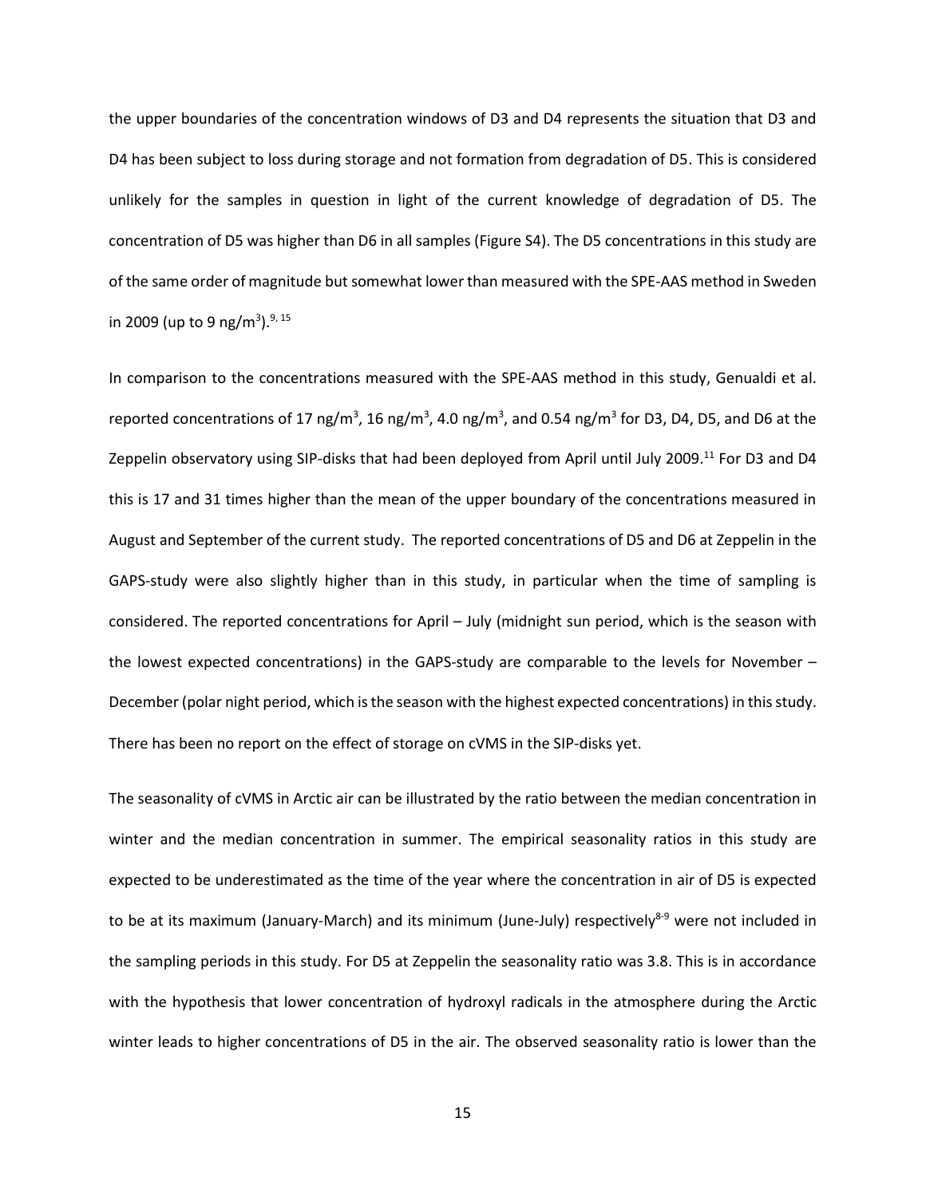the upper boundaries of the concentration windows of D3 and D4 represents the situation that D3 and D4 has been subject to loss during storage and not formation from degradation of D5. This is considered unlikely for the samples in question in light of the current knowledge of degradation of D5. The concentration of D5 was higher than D6 in all samples (Figure S4). The D5 concentrations in this study are of the same order of magnitude but somewhat lower than measured with the SPE-AAS method in Sweden in 2009 (up to 9 ng/m$^3$).[9, 15]

In comparison to the concentrations measured with the SPE-AAS method in this study, Genualdi et al. reported concentrations of 17 ng/m$^3$, 16 ng/m$^3$, 4.0 ng/m$^3$, and 0.54 ng/m$^3$ for D3, D4, D5, and D6 at the Zeppelin observatory using SIP-disks that had been deployed from April until July 2009.[11] For D3 and D4 this is 17 and 31 times higher than the mean of the upper boundary of the concentrations measured in August and September of the current study. The reported concentrations of D5 and D6 at Zeppelin in the GAPS-study were also slightly higher than in this study, in particular when the time of sampling is considered. The reported concentrations for April – July (midnight sun period, which is the season with the lowest expected concentrations) in the GAPS-study are comparable to the levels for November – December (polar night period, which is the season with the highest expected concentrations) in this study. There has been no report on the effect of storage on cVMS in the SIP-disks yet.

The seasonality of cVMS in Arctic air can be illustrated by the ratio between the median concentration in winter and the median concentration in summer. The empirical seasonality ratios in this study are expected to be underestimated as the time of the year where the concentration in air of D5 is expected to be at its maximum (January-March) and its minimum (June-July) respectively[8-9] were not included in the sampling periods in this study. For D5 at Zeppelin the seasonality ratio was 3.8. This is in accordance with the hypothesis that lower concentration of hydroxyl radicals in the atmosphere during the Arctic winter leads to higher concentrations of D5 in the air. The observed seasonality ratio is lower than the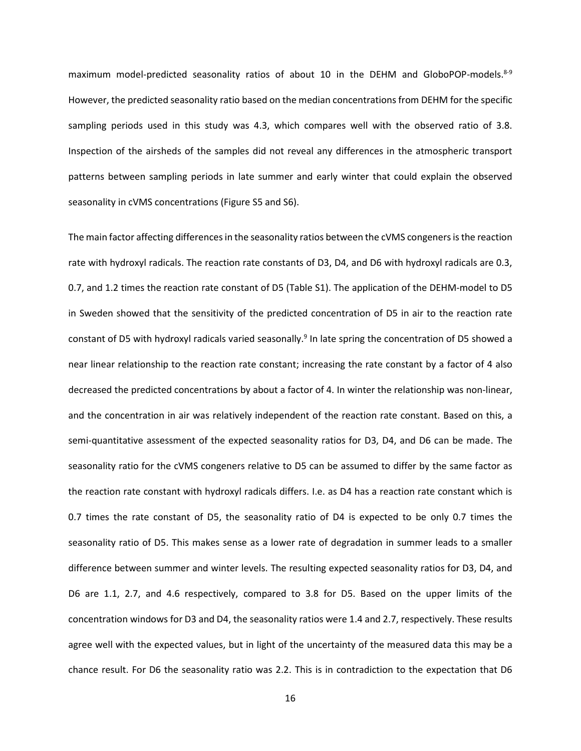maximum model-predicted seasonality ratios of about 10 in the DEHM and GloboPOP-models.[8-9] However, the predicted seasonality ratio based on the median concentrations from DEHM for the specific sampling periods used in this study was 4.3, which compares well with the observed ratio of 3.8. Inspection of the airsheds of the samples did not reveal any differences in the atmospheric transport patterns between sampling periods in late summer and early winter that could explain the observed seasonality in cVMS concentrations (Figure S5 and S6).

The main factor affecting differences in the seasonality ratios between the cVMS congeners is the reaction rate with hydroxyl radicals. The reaction rate constants of D3, D4, and D6 with hydroxyl radicals are 0.3, 0.7, and 1.2 times the reaction rate constant of D5 (Table S1). The application of the DEHM-model to D5 in Sweden showed that the sensitivity of the predicted concentration of D5 in air to the reaction rate constant of D5 with hydroxyl radicals varied seasonally.[9] In late spring the concentration of D5 showed a near linear relationship to the reaction rate constant; increasing the rate constant by a factor of 4 also decreased the predicted concentrations by about a factor of 4. In winter the relationship was non-linear, and the concentration in air was relatively independent of the reaction rate constant. Based on this, a semi-quantitative assessment of the expected seasonality ratios for D3, D4, and D6 can be made. The seasonality ratio for the cVMS congeners relative to D5 can be assumed to differ by the same factor as the reaction rate constant with hydroxyl radicals differs. I.e. as D4 has a reaction rate constant which is 0.7 times the rate constant of D5, the seasonality ratio of D4 is expected to be only 0.7 times the seasonality ratio of D5. This makes sense as a lower rate of degradation in summer leads to a smaller difference between summer and winter levels. The resulting expected seasonality ratios for D3, D4, and D6 are 1.1, 2.7, and 4.6 respectively, compared to 3.8 for D5. Based on the upper limits of the concentration windows for D3 and D4, the seasonality ratios were 1.4 and 2.7, respectively. These results agree well with the expected values, but in light of the uncertainty of the measured data this may be a chance result. For D6 the seasonality ratio was 2.2. This is in contradiction to the expectation that D6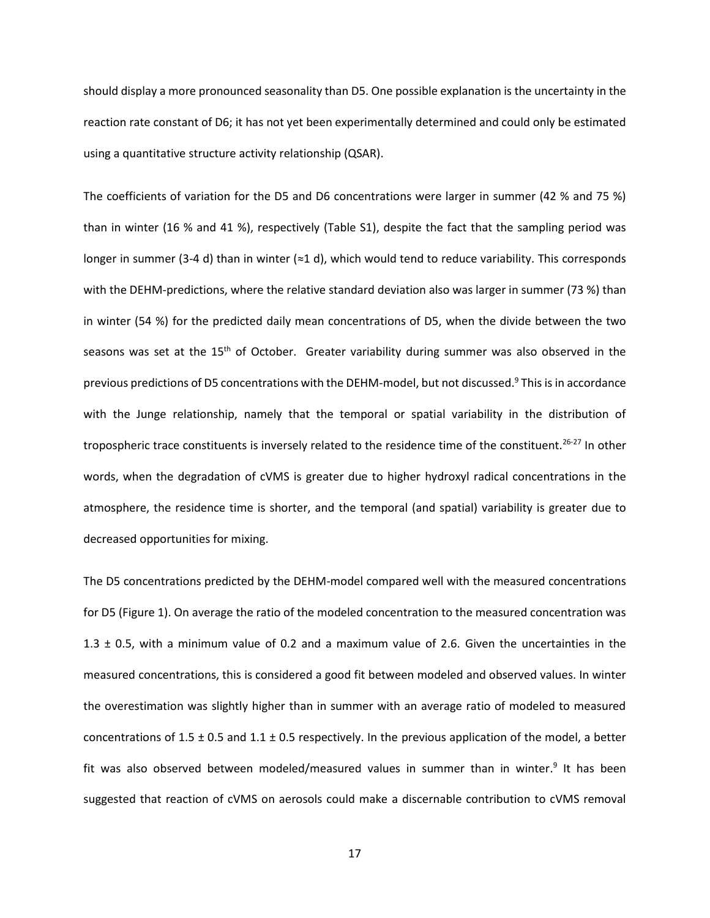should display a more pronounced seasonality than D5. One possible explanation is the uncertainty in the reaction rate constant of D6; it has not yet been experimentally determined and could only be estimated using a quantitative structure activity relationship (QSAR).

The coefficients of variation for the D5 and D6 concentrations were larger in summer (42 % and 75 %) than in winter (16 % and 41 %), respectively (Table S1), despite the fact that the sampling period was longer in summer (3-4 d) than in winter (≈1 d), which would tend to reduce variability. This corresponds with the DEHM-predictions, where the relative standard deviation also was larger in summer (73 %) than in winter (54 %) for the predicted daily mean concentrations of D5, when the divide between the two seasons was set at the 15th of October. Greater variability during summer was also observed in the previous predictions of D5 concentrations with the DEHM-model, but not discussed.[9] This is in accordance with the Junge relationship, namely that the temporal or spatial variability in the distribution of tropospheric trace constituents is inversely related to the residence time of the constituent.[26-27] In other words, when the degradation of cVMS is greater due to higher hydroxyl radical concentrations in the atmosphere, the residence time is shorter, and the temporal (and spatial) variability is greater due to decreased opportunities for mixing.

The D5 concentrations predicted by the DEHM-model compared well with the measured concentrations for D5 (Figure 1). On average the ratio of the modeled concentration to the measured concentration was 1.3 ± 0.5, with a minimum value of 0.2 and a maximum value of 2.6. Given the uncertainties in the measured concentrations, this is considered a good fit between modeled and observed values. In winter the overestimation was slightly higher than in summer with an average ratio of modeled to measured concentrations of 1.5 ± 0.5 and 1.1 ± 0.5 respectively. In the previous application of the model, a better fit was also observed between modeled/measured values in summer than in winter.[9] It has been suggested that reaction of cVMS on aerosols could make a discernable contribution to cVMS removal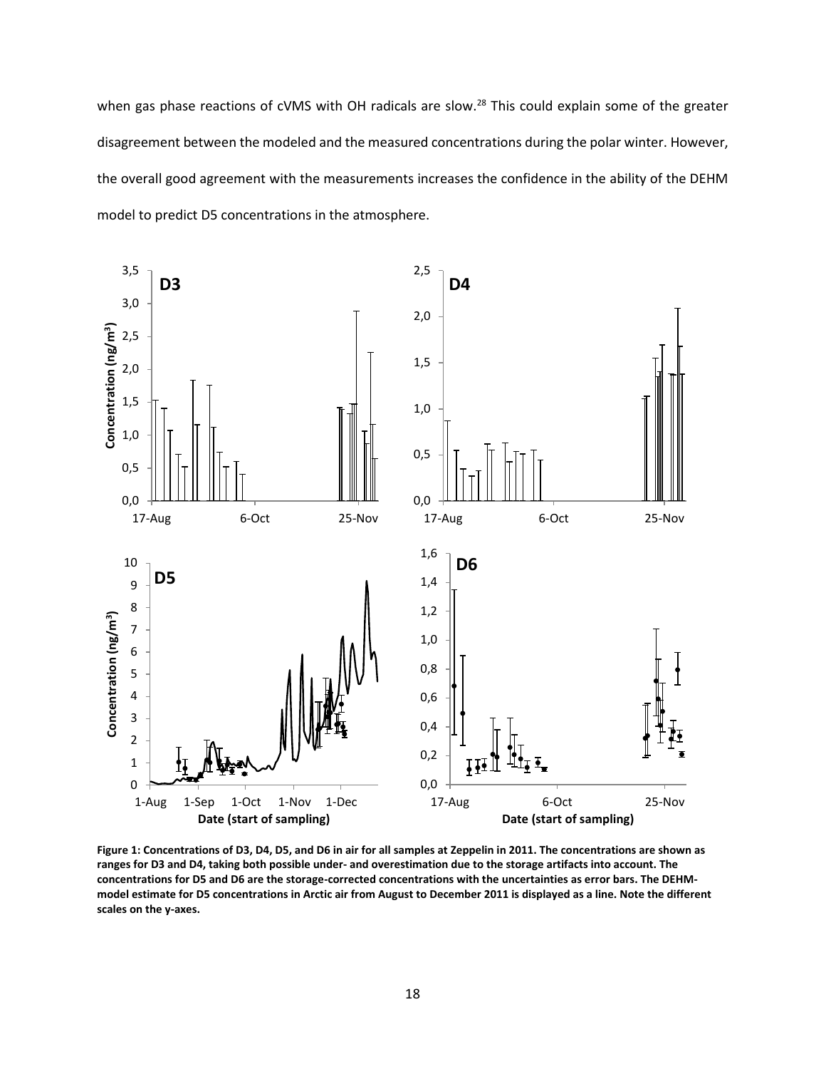when gas phase reactions of cVMS with OH radicals are slow.[28] This could explain some of the greater disagreement between the modeled and the measured concentrations during the polar winter. However, the overall good agreement with the measurements increases the confidence in the ability of the DEHM model to predict D5 concentrations in the atmosphere.

**Figure 1: Concentrations of D3, D4, D5, and D6 in air for all samples at Zeppelin in 2011. The concentrations are shown as ranges for D3 and D4, taking both possible under- and overestimation due to the storage artifacts into account. The concentrations for D5 and D6 are the storage-corrected concentrations with the uncertainties as error bars. The DEHM-model estimate for D5 concentrations in Arctic air from August to December 2011 is displayed as a line. Note the different scales on the y-axes.**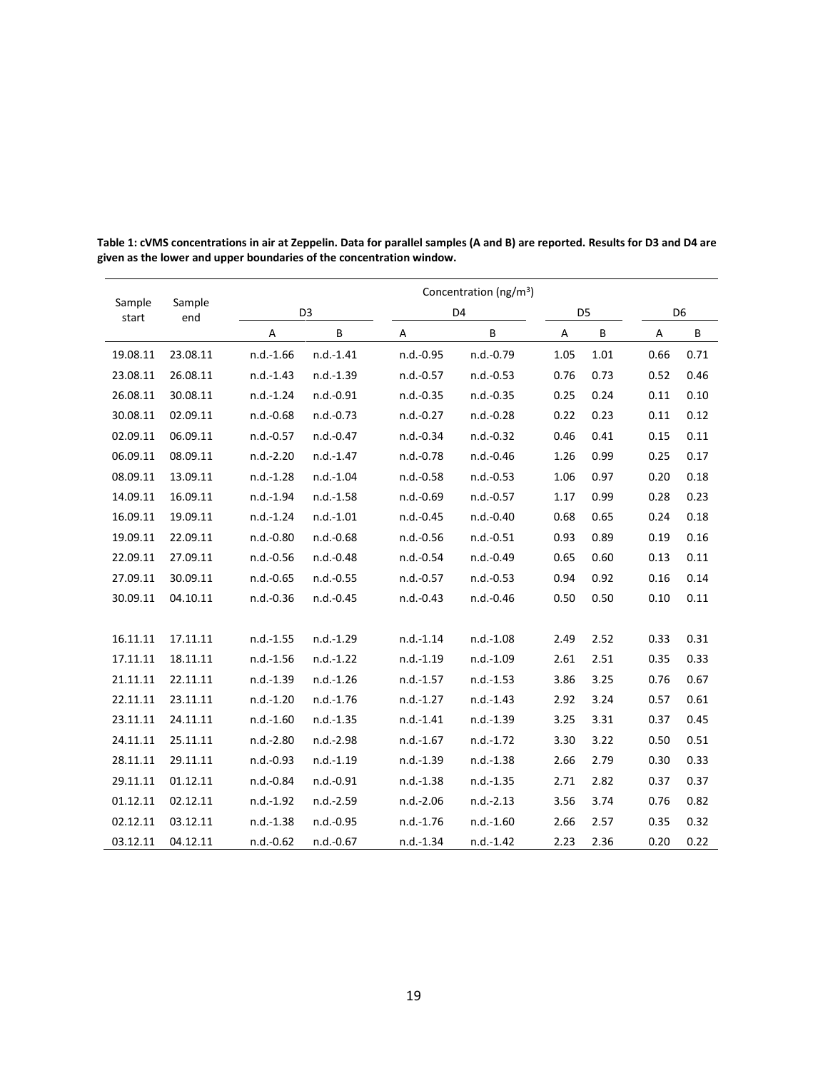**Table 1: cVMS concentrations in air at Zeppelin. Data for parallel samples (A and B) are reported. Results for D3 and D4 are given as the lower and upper boundaries of the concentration window.**

| Sample start | Sample end | Concentration ($ng/m^3$) | | | | | | | |
|---|---|---|---|---|---|---|---|---|---|
| | | D3 | | D4 | | D5 | | D6 | |
| | | A | B | A | B | A | B | A | B |
| 19.08.11 | 23.08.11 | n.d.-1.66 | n.d.-1.41 | n.d.-0.95 | n.d.-0.79 | 1.05 | 1.01 | 0.66 | 0.71 |
| 23.08.11 | 26.08.11 | n.d.-1.43 | n.d.-1.39 | n.d.-0.57 | n.d.-0.53 | 0.76 | 0.73 | 0.52 | 0.46 |
| 26.08.11 | 30.08.11 | n.d.-1.24 | n.d.-0.91 | n.d.-0.35 | n.d.-0.35 | 0.25 | 0.24 | 0.11 | 0.10 |
| 30.08.11 | 02.09.11 | n.d.-0.68 | n.d.-0.73 | n.d.-0.27 | n.d.-0.28 | 0.22 | 0.23 | 0.11 | 0.12 |
| 02.09.11 | 06.09.11 | n.d.-0.57 | n.d.-0.47 | n.d.-0.34 | n.d.-0.32 | 0.46 | 0.41 | 0.15 | 0.11 |
| 06.09.11 | 08.09.11 | n.d.-2.20 | n.d.-1.47 | n.d.-0.78 | n.d.-0.46 | 1.26 | 0.99 | 0.25 | 0.17 |
| 08.09.11 | 13.09.11 | n.d.-1.28 | n.d.-1.04 | n.d.-0.58 | n.d.-0.53 | 1.06 | 0.97 | 0.20 | 0.18 |
| 14.09.11 | 16.09.11 | n.d.-1.94 | n.d.-1.58 | n.d.-0.69 | n.d.-0.57 | 1.17 | 0.99 | 0.28 | 0.23 |
| 16.09.11 | 19.09.11 | n.d.-1.24 | n.d.-1.01 | n.d.-0.45 | n.d.-0.40 | 0.68 | 0.65 | 0.24 | 0.18 |
| 19.09.11 | 22.09.11 | n.d.-0.80 | n.d.-0.68 | n.d.-0.56 | n.d.-0.51 | 0.93 | 0.89 | 0.19 | 0.16 |
| 22.09.11 | 27.09.11 | n.d.-0.56 | n.d.-0.48 | n.d.-0.54 | n.d.-0.49 | 0.65 | 0.60 | 0.13 | 0.11 |
| 27.09.11 | 30.09.11 | n.d.-0.65 | n.d.-0.55 | n.d.-0.57 | n.d.-0.53 | 0.94 | 0.92 | 0.16 | 0.14 |
| 30.09.11 | 04.10.11 | n.d.-0.36 | n.d.-0.45 | n.d.-0.43 | n.d.-0.46 | 0.50 | 0.50 | 0.10 | 0.11 |
| | | | | | | | | | |
| 16.11.11 | 17.11.11 | n.d.-1.55 | n.d.-1.29 | n.d.-1.14 | n.d.-1.08 | 2.49 | 2.52 | 0.33 | 0.31 |
| 17.11.11 | 18.11.11 | n.d.-1.56 | n.d.-1.22 | n.d.-1.19 | n.d.-1.09 | 2.61 | 2.51 | 0.35 | 0.33 |
| 21.11.11 | 22.11.11 | n.d.-1.39 | n.d.-1.26 | n.d.-1.57 | n.d.-1.53 | 3.86 | 3.25 | 0.76 | 0.67 |
| 22.11.11 | 23.11.11 | n.d.-1.20 | n.d.-1.76 | n.d.-1.27 | n.d.-1.43 | 2.92 | 3.24 | 0.57 | 0.61 |
| 23.11.11 | 24.11.11 | n.d.-1.60 | n.d.-1.35 | n.d.-1.41 | n.d.-1.39 | 3.25 | 3.31 | 0.37 | 0.45 |
| 24.11.11 | 25.11.11 | n.d.-2.80 | n.d.-2.98 | n.d.-1.67 | n.d.-1.72 | 3.30 | 3.22 | 0.50 | 0.51 |
| 28.11.11 | 29.11.11 | n.d.-0.93 | n.d.-1.19 | n.d.-1.39 | n.d.-1.38 | 2.66 | 2.79 | 0.30 | 0.33 |
| 29.11.11 | 01.12.11 | n.d.-0.84 | n.d.-0.91 | n.d.-1.38 | n.d.-1.35 | 2.71 | 2.82 | 0.37 | 0.37 |
| 01.12.11 | 02.12.11 | n.d.-1.92 | n.d.-2.59 | n.d.-2.06 | n.d.-2.13 | 3.56 | 3.74 | 0.76 | 0.82 |
| 02.12.11 | 03.12.11 | n.d.-1.38 | n.d.-0.95 | n.d.-1.76 | n.d.-1.60 | 2.66 | 2.57 | 0.35 | 0.32 |
| 03.12.11 | 04.12.11 | n.d.-0.62 | n.d.-0.67 | n.d.-1.34 | n.d.-1.42 | 2.23 | 2.36 | 0.20 | 0.22 |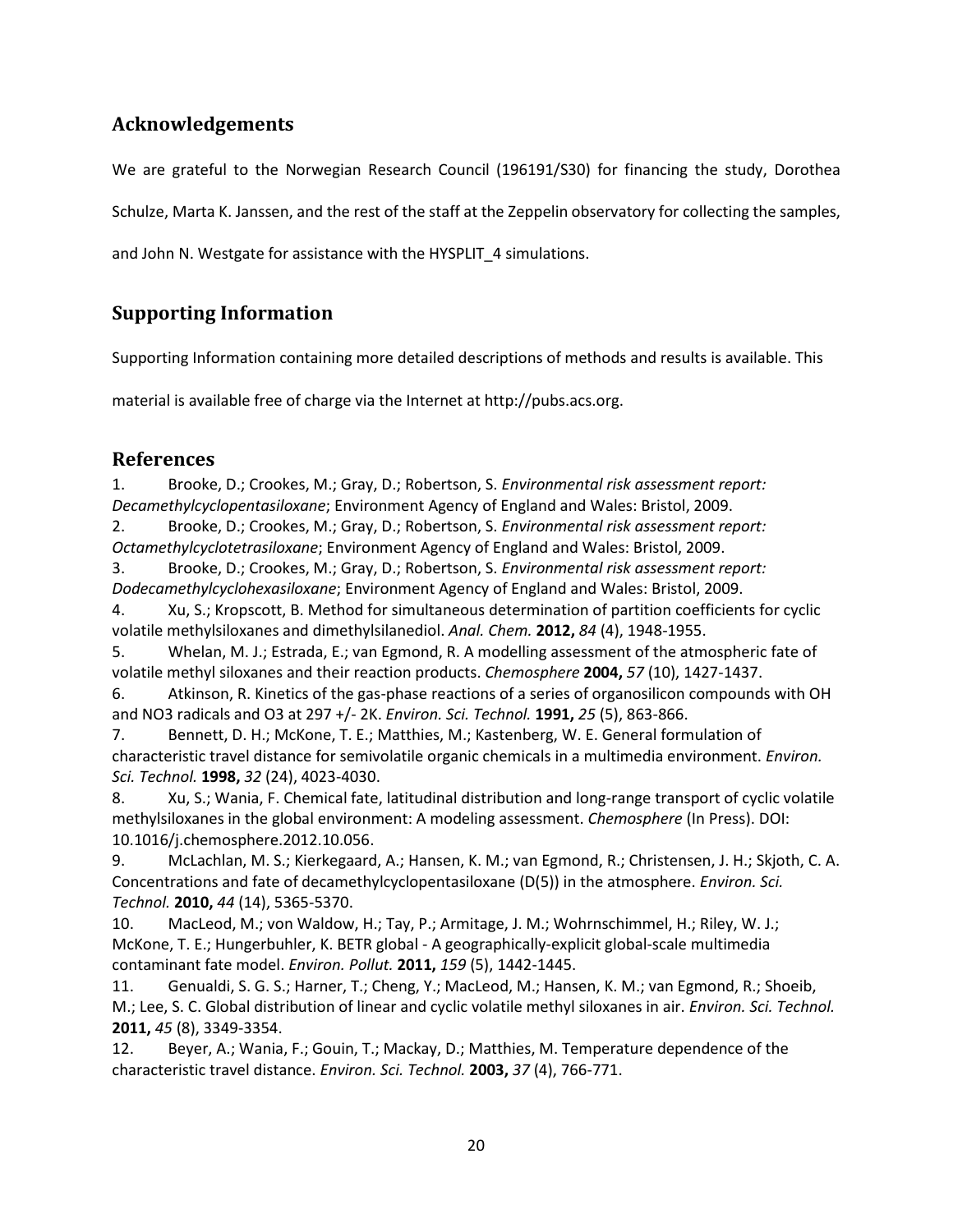## Acknowledgements

We are grateful to the Norwegian Research Council (196191/S30) for financing the study, Dorothea Schulze, Marta K. Janssen, and the rest of the staff at the Zeppelin observatory for collecting the samples, and John N. Westgate for assistance with the HYSPLIT_4 simulations.

## Supporting Information

Supporting Information containing more detailed descriptions of methods and results is available. This material is available free of charge via the Internet at http://pubs.acs.org.

## References

1. Brooke, D.; Crookes, M.; Gray, D.; Robertson, S. *Environmental risk assessment report: Decamethylcyclopentasiloxane*; Environment Agency of England and Wales: Bristol, 2009.
2. Brooke, D.; Crookes, M.; Gray, D.; Robertson, S. *Environmental risk assessment report: Octamethylcyclotetrasiloxane*; Environment Agency of England and Wales: Bristol, 2009.
3. Brooke, D.; Crookes, M.; Gray, D.; Robertson, S. *Environmental risk assessment report: Dodecamethylcyclohexasiloxane*; Environment Agency of England and Wales: Bristol, 2009.
4. Xu, S.; Kropscott, B. Method for simultaneous determination of partition coefficients for cyclic volatile methylsiloxanes and dimethylsilanediol. *Anal. Chem.* **2012,** *84* (4), 1948-1955.
5. Whelan, M. J.; Estrada, E.; van Egmond, R. A modelling assessment of the atmospheric fate of volatile methyl siloxanes and their reaction products. *Chemosphere* **2004,** *57* (10), 1427-1437.
6. Atkinson, R. Kinetics of the gas-phase reactions of a series of organosilicon compounds with OH and NO3 radicals and O3 at 297 +/- 2K. *Environ. Sci. Technol.* **1991,** *25* (5), 863-866.
7. Bennett, D. H.; McKone, T. E.; Matthies, M.; Kastenberg, W. E. General formulation of characteristic travel distance for semivolatile organic chemicals in a multimedia environment. *Environ. Sci. Technol.* **1998,** *32* (24), 4023-4030.
8. Xu, S.; Wania, F. Chemical fate, latitudinal distribution and long-range transport of cyclic volatile methylsiloxanes in the global environment: A modeling assessment. *Chemosphere* (In Press). DOI: 10.1016/j.chemosphere.2012.10.056.
9. McLachlan, M. S.; Kierkegaard, A.; Hansen, K. M.; van Egmond, R.; Christensen, J. H.; Skjoth, C. A. Concentrations and fate of decamethylcyclopentasiloxane (D(5)) in the atmosphere. *Environ. Sci. Technol.* **2010,** *44* (14), 5365-5370.
10. MacLeod, M.; von Waldow, H.; Tay, P.; Armitage, J. M.; Wohrnschimmel, H.; Riley, W. J.; McKone, T. E.; Hungerbuhler, K. BETR global - A geographically-explicit global-scale multimedia contaminant fate model. *Environ. Pollut.* **2011,** *159* (5), 1442-1445.
11. Genualdi, S. G. S.; Harner, T.; Cheng, Y.; MacLeod, M.; Hansen, K. M.; van Egmond, R.; Shoeib, M.; Lee, S. C. Global distribution of linear and cyclic volatile methyl siloxanes in air. *Environ. Sci. Technol.* **2011,** *45* (8), 3349-3354.
12. Beyer, A.; Wania, F.; Gouin, T.; Mackay, D.; Matthies, M. Temperature dependence of the characteristic travel distance. *Environ. Sci. Technol.* **2003,** *37* (4), 766-771.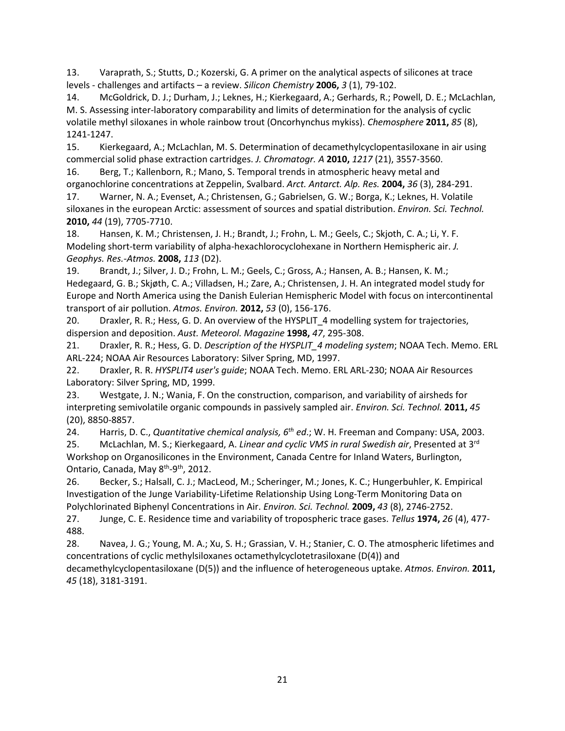13. Varaprath, S.; Stutts, D.; Kozerski, G. A primer on the analytical aspects of silicones at trace levels - challenges and artifacts – a review. *Silicon Chemistry* **2006,** *3* (1), 79-102.

14. McGoldrick, D. J.; Durham, J.; Leknes, H.; Kierkegaard, A.; Gerhards, R.; Powell, D. E.; McLachlan, M. S. Assessing inter-laboratory comparability and limits of determination for the analysis of cyclic volatile methyl siloxanes in whole rainbow trout (Oncorhynchus mykiss). *Chemosphere* **2011,** *85* (8), 1241-1247.

15. Kierkegaard, A.; McLachlan, M. S. Determination of decamethylcyclopentasiloxane in air using commercial solid phase extraction cartridges. *J. Chromatogr. A* **2010,** *1217* (21), 3557-3560.

16. Berg, T.; Kallenborn, R.; Mano, S. Temporal trends in atmospheric heavy metal and organochlorine concentrations at Zeppelin, Svalbard. *Arct. Antarct. Alp. Res.* **2004,** *36* (3), 284-291.

17. Warner, N. A.; Evenset, A.; Christensen, G.; Gabrielsen, G. W.; Borga, K.; Leknes, H. Volatile siloxanes in the european Arctic: assessment of sources and spatial distribution. *Environ. Sci. Technol.* **2010,** *44* (19), 7705-7710.

18. Hansen, K. M.; Christensen, J. H.; Brandt, J.; Frohn, L. M.; Geels, C.; Skjoth, C. A.; Li, Y. F. Modeling short-term variability of alpha-hexachlorocyclohexane in Northern Hemispheric air. *J. Geophys. Res.-Atmos.* **2008,** *113* (D2).

19. Brandt, J.; Silver, J. D.; Frohn, L. M.; Geels, C.; Gross, A.; Hansen, A. B.; Hansen, K. M.; Hedegaard, G. B.; Skjøth, C. A.; Villadsen, H.; Zare, A.; Christensen, J. H. An integrated model study for Europe and North America using the Danish Eulerian Hemispheric Model with focus on intercontinental transport of air pollution. *Atmos. Environ.* **2012,** *53* (0), 156-176.

20. Draxler, R. R.; Hess, G. D. An overview of the HYSPLIT_4 modelling system for trajectories, dispersion and deposition. *Aust. Meteorol. Magazine* **1998,** *47*, 295-308.

21. Draxler, R. R.; Hess, G. D. *Description of the HYSPLIT_4 modeling system*; NOAA Tech. Memo. ERL ARL-224; NOAA Air Resources Laboratory: Silver Spring, MD, 1997.

22. Draxler, R. R. *HYSPLIT4 user's guide*; NOAA Tech. Memo. ERL ARL-230; NOAA Air Resources Laboratory: Silver Spring, MD, 1999.

23. Westgate, J. N.; Wania, F. On the construction, comparison, and variability of airsheds for interpreting semivolatile organic compounds in passively sampled air. *Environ. Sci. Technol.* **2011,** *45* (20), 8850-8857.

24. Harris, D. C., *Quantitative chemical analysis, 6th ed.*; W. H. Freeman and Company: USA, 2003.

25. McLachlan, M. S.; Kierkegaard, A. *Linear and cyclic VMS in rural Swedish air*, Presented at 3rd Workshop on Organosilicones in the Environment, Canada Centre for Inland Waters, Burlington, Ontario, Canada, May 8th-9th, 2012.

26. Becker, S.; Halsall, C. J.; MacLeod, M.; Scheringer, M.; Jones, K. C.; Hungerbuhler, K. Empirical Investigation of the Junge Variability-Lifetime Relationship Using Long-Term Monitoring Data on Polychlorinated Biphenyl Concentrations in Air. *Environ. Sci. Technol.* **2009,** *43* (8), 2746-2752.

27. Junge, C. E. Residence time and variability of tropospheric trace gases. *Tellus* **1974,** *26* (4), 477-488.

28. Navea, J. G.; Young, M. A.; Xu, S. H.; Grassian, V. H.; Stanier, C. O. The atmospheric lifetimes and concentrations of cyclic methylsiloxanes octamethylcyclotetrasiloxane (D(4)) and decamethylcyclopentasiloxane (D(5)) and the influence of heterogeneous uptake. *Atmos. Environ.* **2011,** *45* (18), 3181-3191.